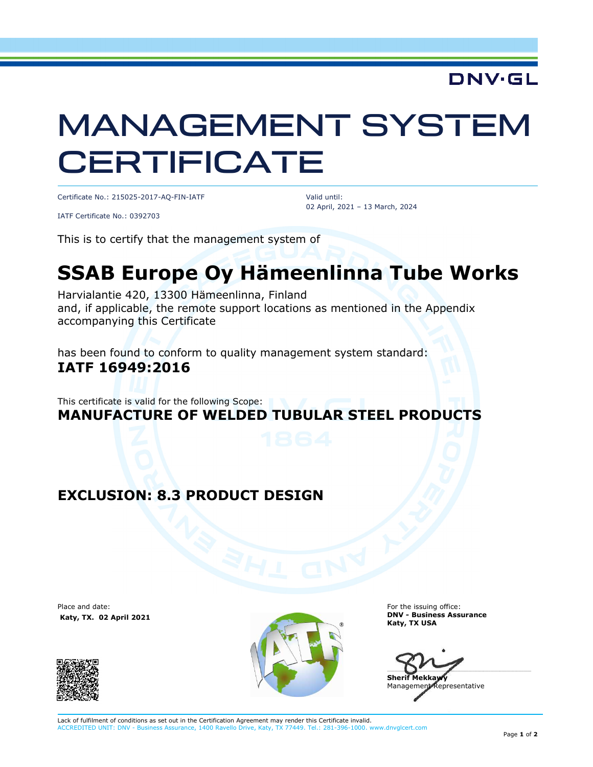DNV·GL

# MANAGEMENT SYSTEM CERTIFICATE

Certificate No.: 215025-2017-AQ-FIN-IATF

IATF Certificate No.: 0392703

Valid until:
02 April, 2021 – 13 March, 2024

This is to certify that the management system of

## SSAB Europe Oy Hämeenlinna Tube Works

Harvialantie 420, 13300 Hämeenlinna, Finland
and, if applicable, the remote support locations as mentioned in the Appendix accompanying this Certificate

has been found to conform to quality management system standard:
**IATF 16949:2016**

This certificate is valid for the following Scope:
**MANUFACTURE OF WELDED TUBULAR STEEL PRODUCTS**

**EXCLUSION: 8.3 PRODUCT DESIGN**

Place and date:
**Katy, TX. 02 April 2021**

For the issuing office:
**DNV - Business Assurance**
**Katy, TX USA**

**Sherif Mekkawy**
Management Representative

Lack of fulfilment of conditions as set out in the Certification Agreement may render this Certificate invalid.
ACCREDITED UNIT: DNV - Business Assurance, 1400 Ravello Drive, Katy, TX 77449. Tel.: 281-396-1000. www.dnvglcert.com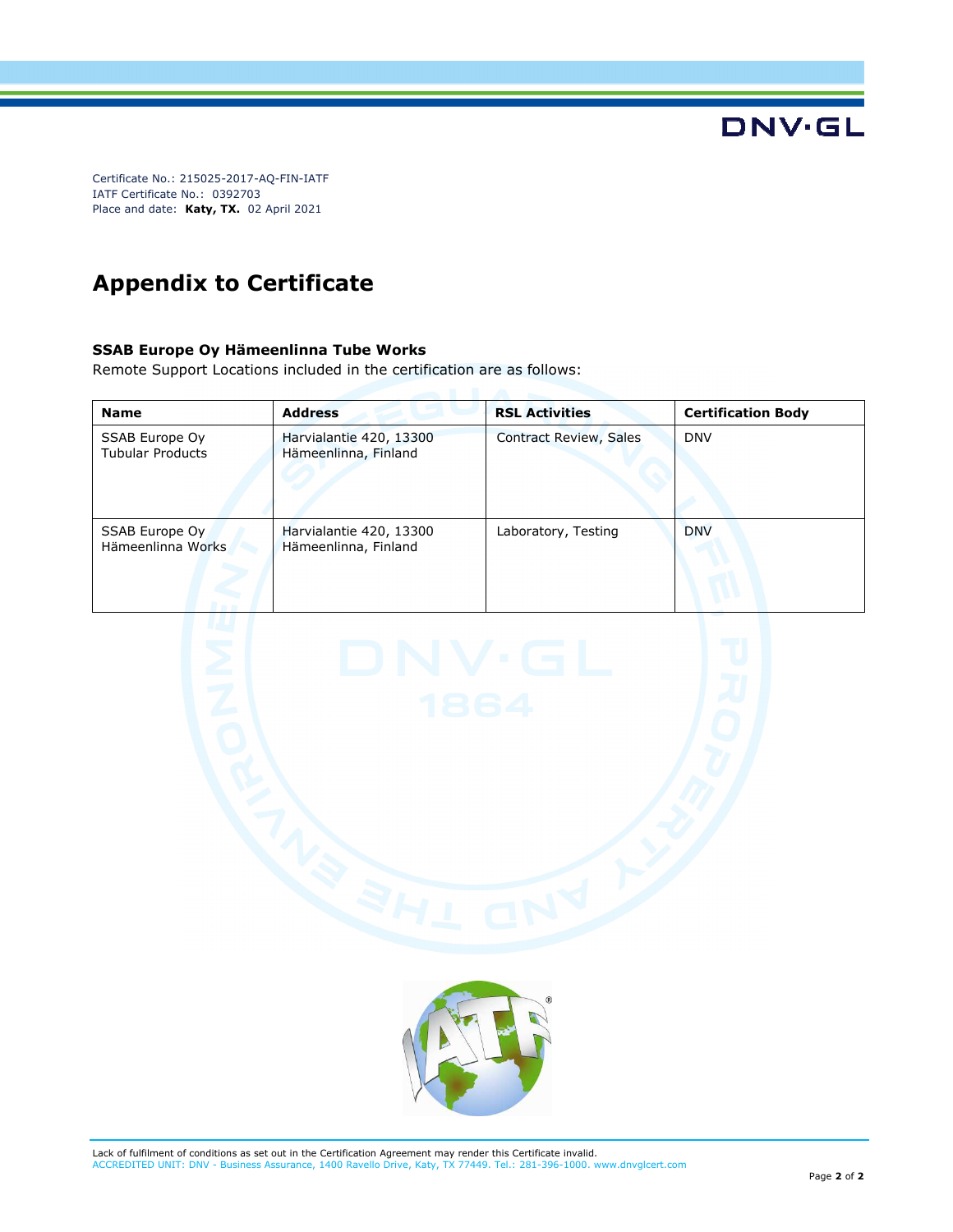Certificate No.: 215025-2017-AQ-FIN-IATF
IATF Certificate No.: 0392703
Place and date: **Katy, TX.** 02 April 2021

# Appendix to Certificate

**SSAB Europe Oy Hämeenlinna Tube Works**
Remote Support Locations included in the certification are as follows:

| Name | Address | RSL Activities | Certification Body |
|---|---|---|---|
| SSAB Europe Oy Tubular Products | Harvialantie 420, 13300 Hämeenlinna, Finland | Contract Review, Sales | DNV |
| SSAB Europe Oy Hämeenlinna Works | Harvialantie 420, 13300 Hämeenlinna, Finland | Laboratory, Testing | DNV |

Lack of fulfilment of conditions as set out in the Certification Agreement may render this Certificate invalid.
ACCREDITED UNIT: DNV - Business Assurance, 1400 Ravello Drive, Katy, TX 77449. Tel.: 281-396-1000. www.dnvglcert.com